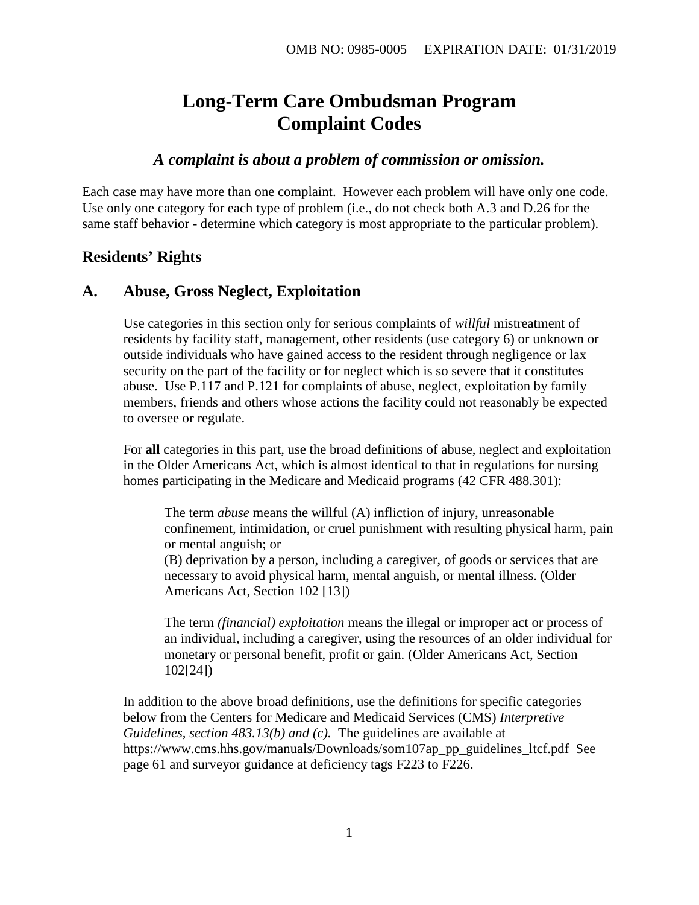OMB NO: 0985-0005 EXPIRATION DATE: 01/31/2019

# Long-Term Care Ombudsman Program Complaint Codes

### *A complaint is about a problem of commission or omission.*

Each case may have more than one complaint. However each problem will have only one code. Use only one category for each type of problem (i.e., do not check both A.3 and D.26 for the same staff behavior - determine which category is most appropriate to the particular problem).

## Residents' Rights

## A. Abuse, Gross Neglect, Exploitation

Use categories in this section only for serious complaints of *willful* mistreatment of residents by facility staff, management, other residents (use category 6) or unknown or outside individuals who have gained access to the resident through negligence or lax security on the part of the facility or for neglect which is so severe that it constitutes abuse. Use P.117 and P.121 for complaints of abuse, neglect, exploitation by family members, friends and others whose actions the facility could not reasonably be expected to oversee or regulate.

For **all** categories in this part, use the broad definitions of abuse, neglect and exploitation in the Older Americans Act, which is almost identical to that in regulations for nursing homes participating in the Medicare and Medicaid programs (42 CFR 488.301):

> The term *abuse* means the willful (A) infliction of injury, unreasonable confinement, intimidation, or cruel punishment with resulting physical harm, pain or mental anguish; or
> (B) deprivation by a person, including a caregiver, of goods or services that are necessary to avoid physical harm, mental anguish, or mental illness. (Older Americans Act, Section 102 [13])
>
> The term *(financial) exploitation* means the illegal or improper act or process of an individual, including a caregiver, using the resources of an older individual for monetary or personal benefit, profit or gain. (Older Americans Act, Section 102[24])

In addition to the above broad definitions, use the definitions for specific categories below from the Centers for Medicare and Medicaid Services (CMS) *Interpretive Guidelines, section 483.13(b) and (c).* The guidelines are available at https://www.cms.hhs.gov/manuals/Downloads/som107ap_pp_guidelines_ltcf.pdf See page 61 and surveyor guidance at deficiency tags F223 to F226.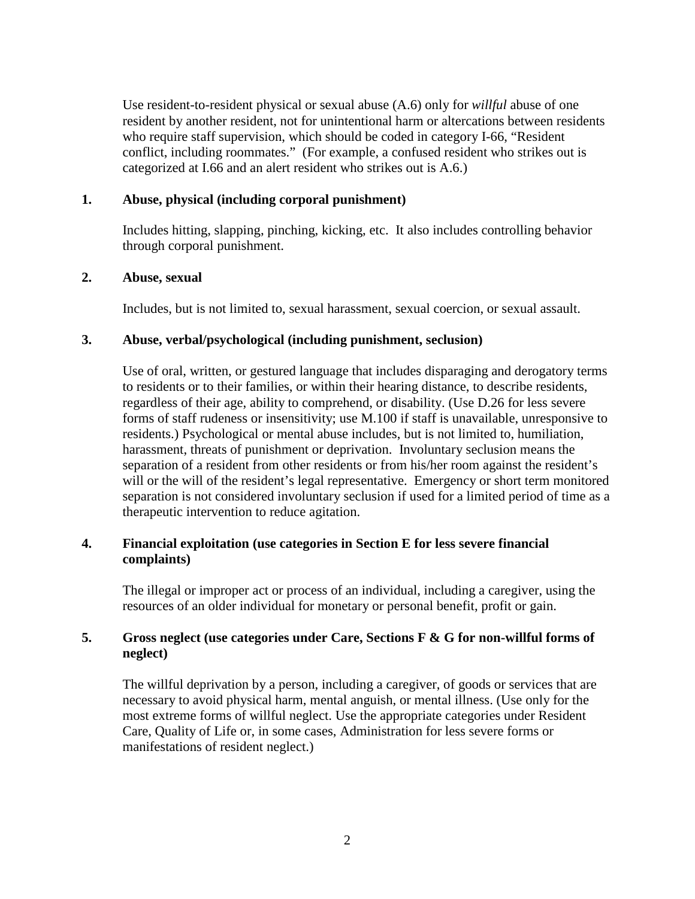Use resident-to-resident physical or sexual abuse (A.6) only for *willful* abuse of one resident by another resident, not for unintentional harm or altercations between residents who require staff supervision, which should be coded in category I-66, "Resident conflict, including roommates." (For example, a confused resident who strikes out is categorized at I.66 and an alert resident who strikes out is A.6.)

## 1. Abuse, physical (including corporal punishment)

Includes hitting, slapping, pinching, kicking, etc. It also includes controlling behavior through corporal punishment.

## 2. Abuse, sexual

Includes, but is not limited to, sexual harassment, sexual coercion, or sexual assault.

## 3. Abuse, verbal/psychological (including punishment, seclusion)

Use of oral, written, or gestured language that includes disparaging and derogatory terms to residents or to their families, or within their hearing distance, to describe residents, regardless of their age, ability to comprehend, or disability. (Use D.26 for less severe forms of staff rudeness or insensitivity; use M.100 if staff is unavailable, unresponsive to residents.) Psychological or mental abuse includes, but is not limited to, humiliation, harassment, threats of punishment or deprivation. Involuntary seclusion means the separation of a resident from other residents or from his/her room against the resident's will or the will of the resident's legal representative. Emergency or short term monitored separation is not considered involuntary seclusion if used for a limited period of time as a therapeutic intervention to reduce agitation.

## 4. Financial exploitation (use categories in Section E for less severe financial complaints)

The illegal or improper act or process of an individual, including a caregiver, using the resources of an older individual for monetary or personal benefit, profit or gain.

## 5. Gross neglect (use categories under Care, Sections F & G for non-willful forms of neglect)

The willful deprivation by a person, including a caregiver, of goods or services that are necessary to avoid physical harm, mental anguish, or mental illness. (Use only for the most extreme forms of willful neglect. Use the appropriate categories under Resident Care, Quality of Life or, in some cases, Administration for less severe forms or manifestations of resident neglect.)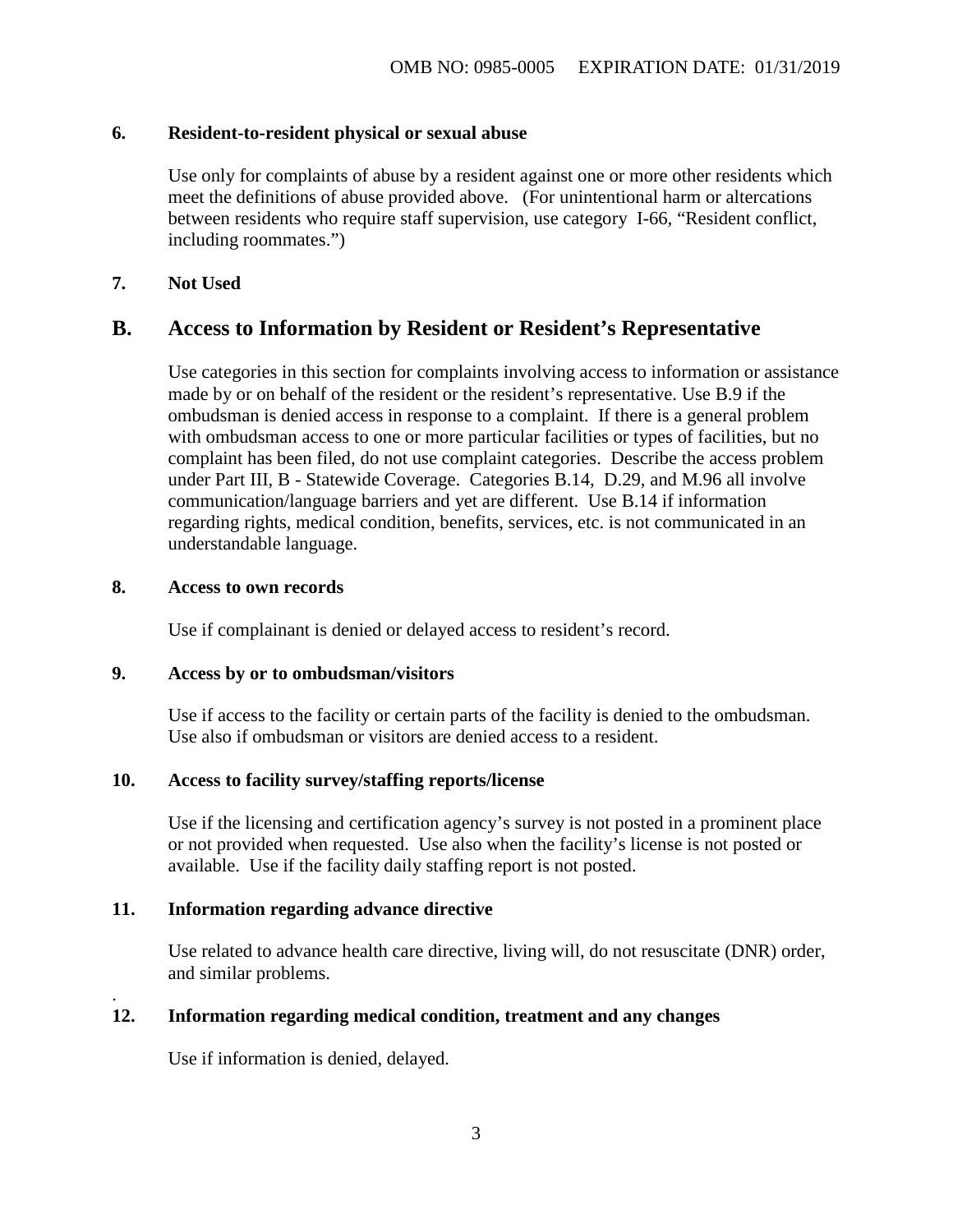**6. Resident-to-resident physical or sexual abuse**

Use only for complaints of abuse by a resident against one or more other residents which meet the definitions of abuse provided above. (For unintentional harm or altercations between residents who require staff supervision, use category I-66, "Resident conflict, including roommates.")

**7. Not Used**

## B. Access to Information by Resident or Resident's Representative

Use categories in this section for complaints involving access to information or assistance made by or on behalf of the resident or the resident's representative. Use B.9 if the ombudsman is denied access in response to a complaint. If there is a general problem with ombudsman access to one or more particular facilities or types of facilities, but no complaint has been filed, do not use complaint categories. Describe the access problem under Part III, B - Statewide Coverage. Categories B.14, D.29, and M.96 all involve communication/language barriers and yet are different. Use B.14 if information regarding rights, medical condition, benefits, services, etc. is not communicated in an understandable language.

**8. Access to own records**

Use if complainant is denied or delayed access to resident's record.

**9. Access by or to ombudsman/visitors**

Use if access to the facility or certain parts of the facility is denied to the ombudsman. Use also if ombudsman or visitors are denied access to a resident.

**10. Access to facility survey/staffing reports/license**

Use if the licensing and certification agency's survey is not posted in a prominent place or not provided when requested. Use also when the facility's license is not posted or available. Use if the facility daily staffing report is not posted.

**11. Information regarding advance directive**

Use related to advance health care directive, living will, do not resuscitate (DNR) order, and similar problems.

**12. Information regarding medical condition, treatment and any changes**

Use if information is denied, delayed.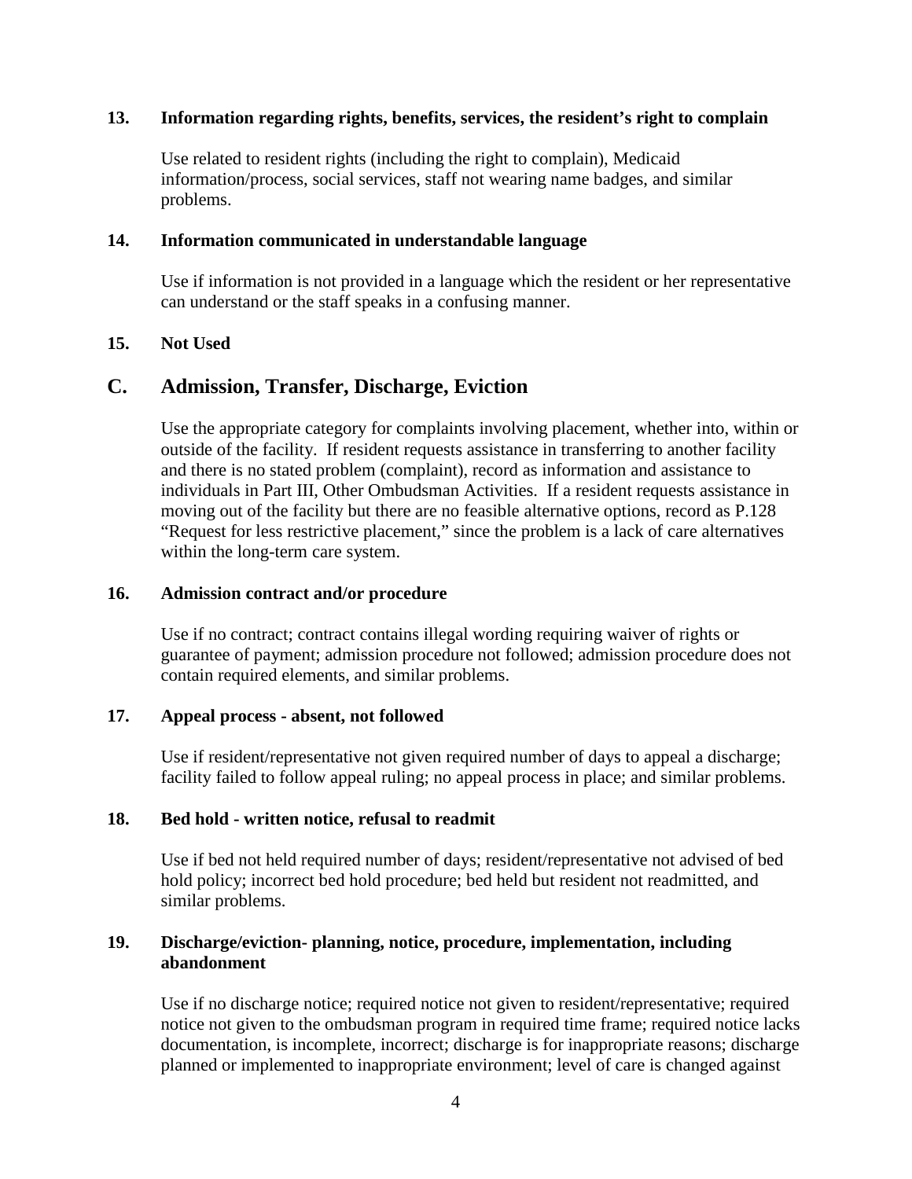**13. Information regarding rights, benefits, services, the resident's right to complain**

Use related to resident rights (including the right to complain), Medicaid information/process, social services, staff not wearing name badges, and similar problems.

**14. Information communicated in understandable language**

Use if information is not provided in a language which the resident or her representative can understand or the staff speaks in a confusing manner.

**15. Not Used**

## C. Admission, Transfer, Discharge, Eviction

Use the appropriate category for complaints involving placement, whether into, within or outside of the facility. If resident requests assistance in transferring to another facility and there is no stated problem (complaint), record as information and assistance to individuals in Part III, Other Ombudsman Activities. If a resident requests assistance in moving out of the facility but there are no feasible alternative options, record as P.128 "Request for less restrictive placement," since the problem is a lack of care alternatives within the long-term care system.

**16. Admission contract and/or procedure**

Use if no contract; contract contains illegal wording requiring waiver of rights or guarantee of payment; admission procedure not followed; admission procedure does not contain required elements, and similar problems.

**17. Appeal process - absent, not followed**

Use if resident/representative not given required number of days to appeal a discharge; facility failed to follow appeal ruling; no appeal process in place; and similar problems.

**18. Bed hold - written notice, refusal to readmit**

Use if bed not held required number of days; resident/representative not advised of bed hold policy; incorrect bed hold procedure; bed held but resident not readmitted, and similar problems.

**19. Discharge/eviction- planning, notice, procedure, implementation, including abandonment**

Use if no discharge notice; required notice not given to resident/representative; required notice not given to the ombudsman program in required time frame; required notice lacks documentation, is incomplete, incorrect; discharge is for inappropriate reasons; discharge planned or implemented to inappropriate environment; level of care is changed against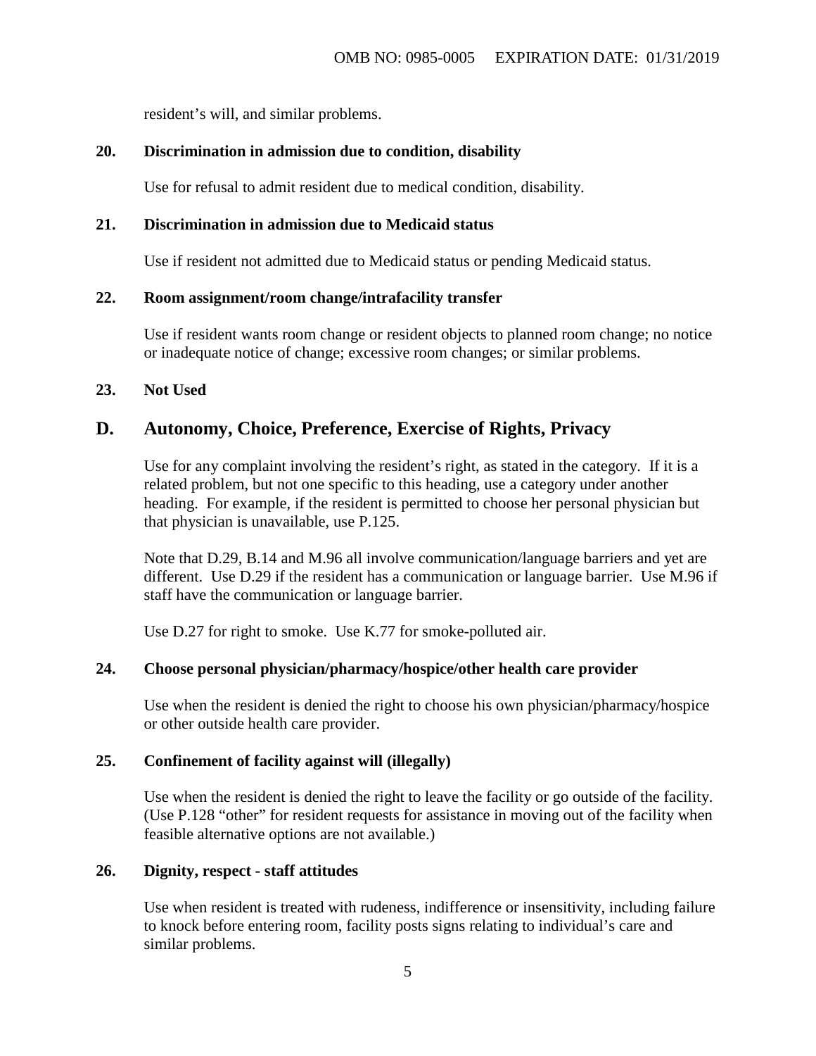resident's will, and similar problems.

**20. Discrimination in admission due to condition, disability**

Use for refusal to admit resident due to medical condition, disability.

**21. Discrimination in admission due to Medicaid status**

Use if resident not admitted due to Medicaid status or pending Medicaid status.

**22. Room assignment/room change/intrafacility transfer**

Use if resident wants room change or resident objects to planned room change; no notice or inadequate notice of change; excessive room changes; or similar problems.

**23. Not Used**

## D. Autonomy, Choice, Preference, Exercise of Rights, Privacy

Use for any complaint involving the resident's right, as stated in the category. If it is a related problem, but not one specific to this heading, use a category under another heading. For example, if the resident is permitted to choose her personal physician but that physician is unavailable, use P.125.

Note that D.29, B.14 and M.96 all involve communication/language barriers and yet are different. Use D.29 if the resident has a communication or language barrier. Use M.96 if staff have the communication or language barrier.

Use D.27 for right to smoke. Use K.77 for smoke-polluted air.

**24. Choose personal physician/pharmacy/hospice/other health care provider**

Use when the resident is denied the right to choose his own physician/pharmacy/hospice or other outside health care provider.

**25. Confinement of facility against will (illegally)**

Use when the resident is denied the right to leave the facility or go outside of the facility. (Use P.128 "other" for resident requests for assistance in moving out of the facility when feasible alternative options are not available.)

**26. Dignity, respect - staff attitudes**

Use when resident is treated with rudeness, indifference or insensitivity, including failure to knock before entering room, facility posts signs relating to individual's care and similar problems.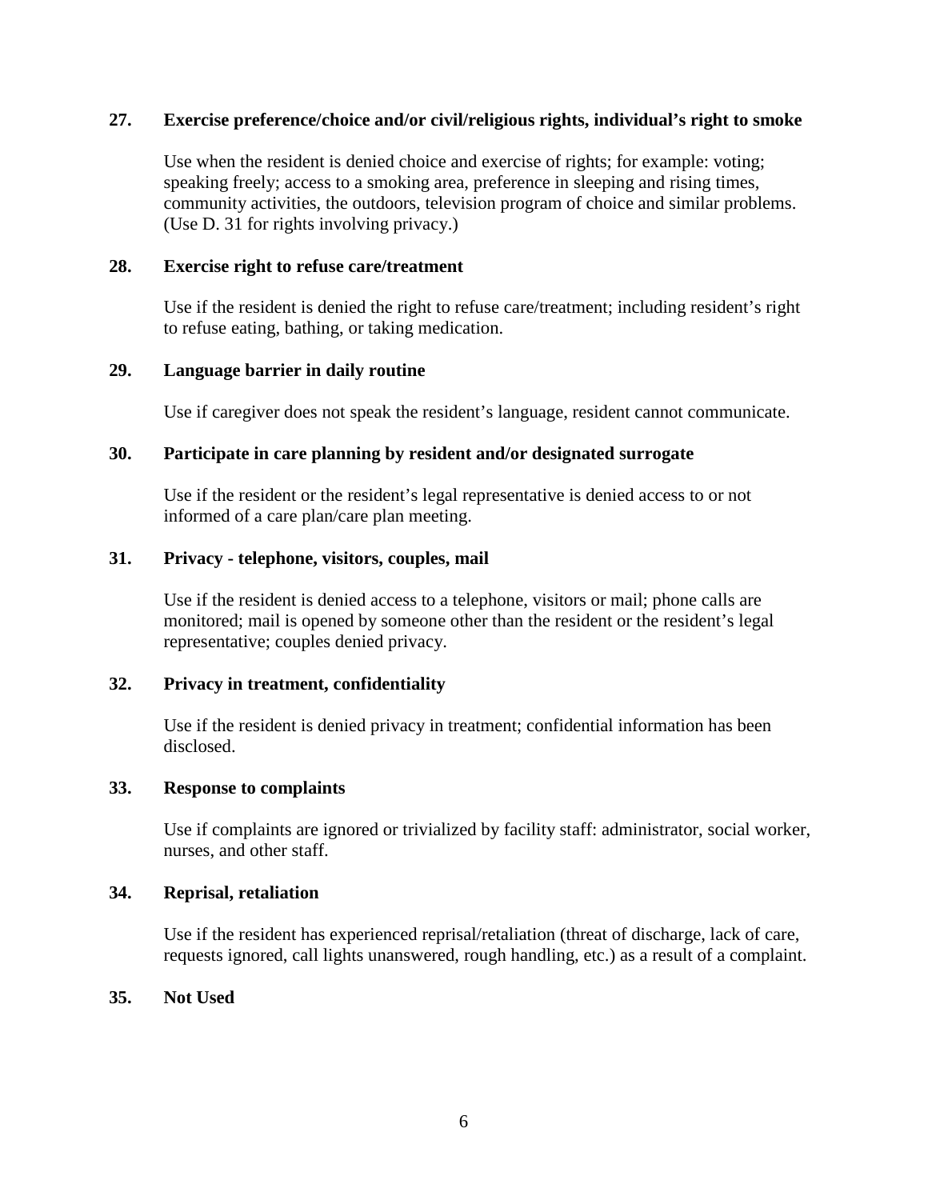**27. Exercise preference/choice and/or civil/religious rights, individual's right to smoke**

Use when the resident is denied choice and exercise of rights; for example: voting; speaking freely; access to a smoking area, preference in sleeping and rising times, community activities, the outdoors, television program of choice and similar problems. (Use D. 31 for rights involving privacy.)

**28. Exercise right to refuse care/treatment**

Use if the resident is denied the right to refuse care/treatment; including resident's right to refuse eating, bathing, or taking medication.

**29. Language barrier in daily routine**

Use if caregiver does not speak the resident's language, resident cannot communicate.

**30. Participate in care planning by resident and/or designated surrogate**

Use if the resident or the resident's legal representative is denied access to or not informed of a care plan/care plan meeting.

**31. Privacy - telephone, visitors, couples, mail**

Use if the resident is denied access to a telephone, visitors or mail; phone calls are monitored; mail is opened by someone other than the resident or the resident's legal representative; couples denied privacy.

**32. Privacy in treatment, confidentiality**

Use if the resident is denied privacy in treatment; confidential information has been disclosed.

**33. Response to complaints**

Use if complaints are ignored or trivialized by facility staff: administrator, social worker, nurses, and other staff.

**34. Reprisal, retaliation**

Use if the resident has experienced reprisal/retaliation (threat of discharge, lack of care, requests ignored, call lights unanswered, rough handling, etc.) as a result of a complaint.

**35. Not Used**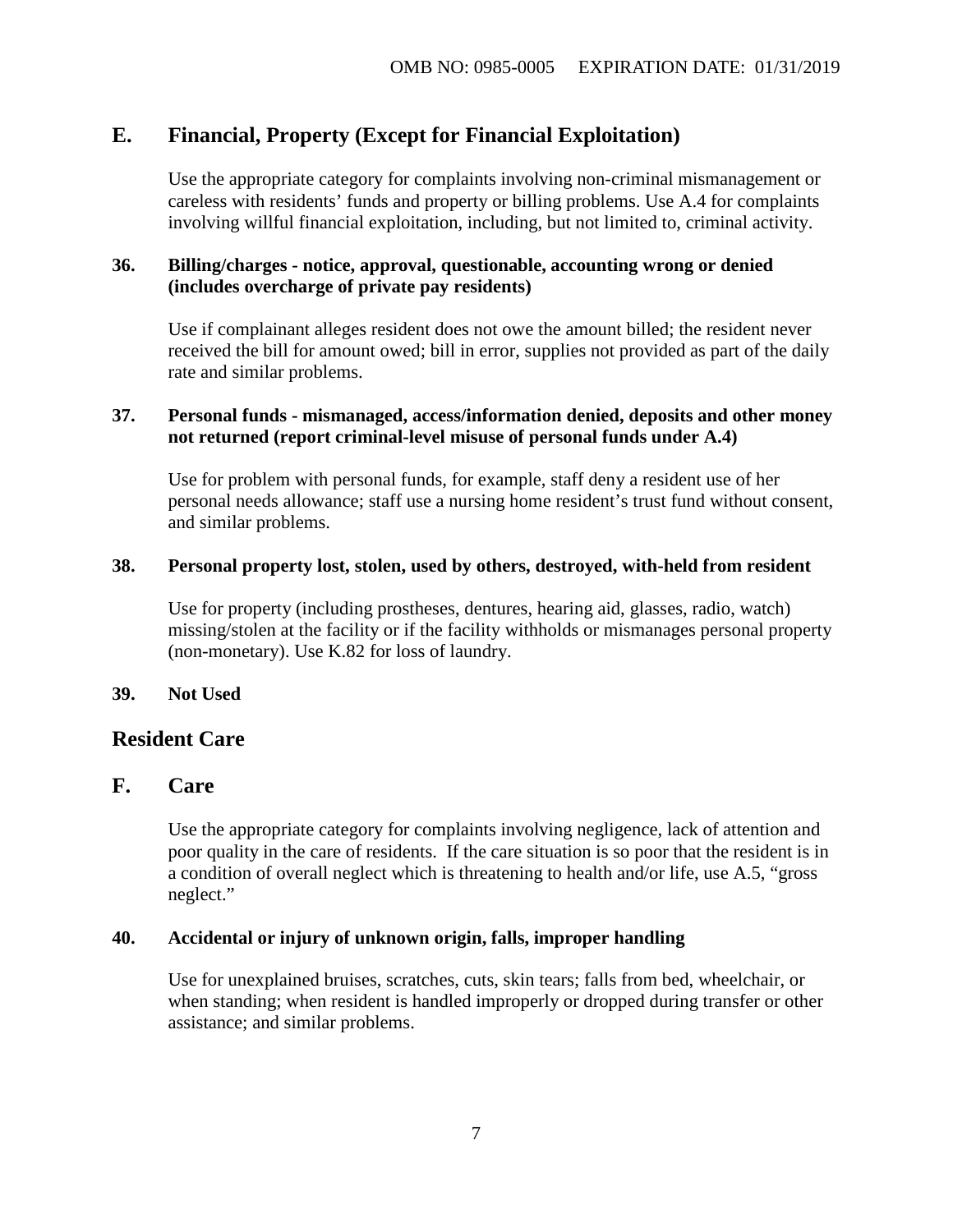## E. Financial, Property (Except for Financial Exploitation)

Use the appropriate category for complaints involving non-criminal mismanagement or careless with residents' funds and property or billing problems. Use A.4 for complaints involving willful financial exploitation, including, but not limited to, criminal activity.

### 36. Billing/charges - notice, approval, questionable, accounting wrong or denied (includes overcharge of private pay residents)

Use if complainant alleges resident does not owe the amount billed; the resident never received the bill for amount owed; bill in error, supplies not provided as part of the daily rate and similar problems.

### 37. Personal funds - mismanaged, access/information denied, deposits and other money not returned (report criminal-level misuse of personal funds under A.4)

Use for problem with personal funds, for example, staff deny a resident use of her personal needs allowance; staff use a nursing home resident's trust fund without consent, and similar problems.

### 38. Personal property lost, stolen, used by others, destroyed, with-held from resident

Use for property (including prostheses, dentures, hearing aid, glasses, radio, watch) missing/stolen at the facility or if the facility withholds or mismanages personal property (non-monetary). Use K.82 for loss of laundry.

### 39. Not Used

# Resident Care

## F. Care

Use the appropriate category for complaints involving negligence, lack of attention and poor quality in the care of residents. If the care situation is so poor that the resident is in a condition of overall neglect which is threatening to health and/or life, use A.5, "gross neglect."

### 40. Accidental or injury of unknown origin, falls, improper handling

Use for unexplained bruises, scratches, cuts, skin tears; falls from bed, wheelchair, or when standing; when resident is handled improperly or dropped during transfer or other assistance; and similar problems.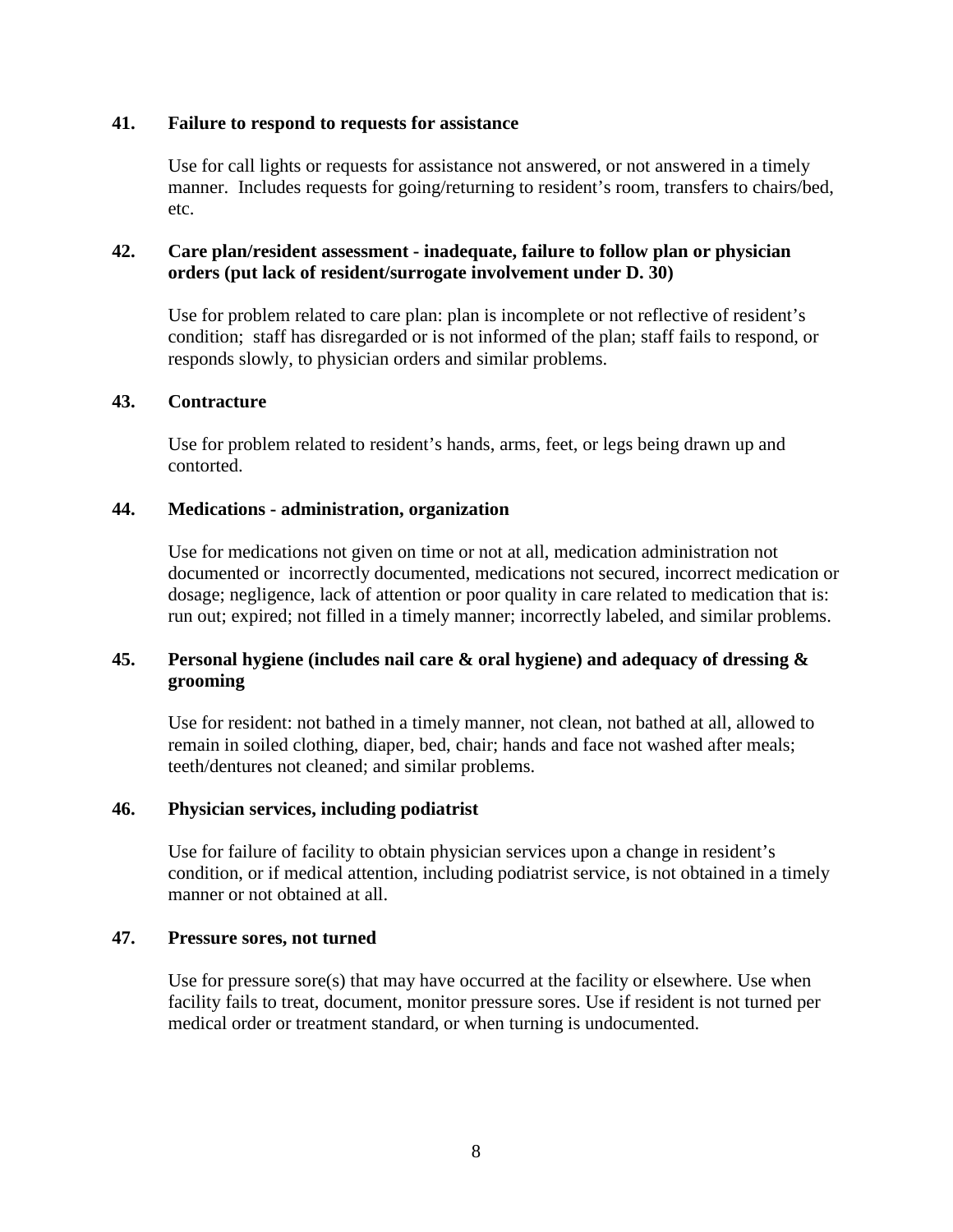**41. Failure to respond to requests for assistance**

Use for call lights or requests for assistance not answered, or not answered in a timely manner. Includes requests for going/returning to resident's room, transfers to chairs/bed, etc.

**42. Care plan/resident assessment - inadequate, failure to follow plan or physician orders (put lack of resident/surrogate involvement under D. 30)**

Use for problem related to care plan: plan is incomplete or not reflective of resident's condition; staff has disregarded or is not informed of the plan; staff fails to respond, or responds slowly, to physician orders and similar problems.

**43. Contracture**

Use for problem related to resident's hands, arms, feet, or legs being drawn up and contorted.

**44. Medications - administration, organization**

Use for medications not given on time or not at all, medication administration not documented or incorrectly documented, medications not secured, incorrect medication or dosage; negligence, lack of attention or poor quality in care related to medication that is: run out; expired; not filled in a timely manner; incorrectly labeled, and similar problems.

**45. Personal hygiene (includes nail care & oral hygiene) and adequacy of dressing & grooming**

Use for resident: not bathed in a timely manner, not clean, not bathed at all, allowed to remain in soiled clothing, diaper, bed, chair; hands and face not washed after meals; teeth/dentures not cleaned; and similar problems.

**46. Physician services, including podiatrist**

Use for failure of facility to obtain physician services upon a change in resident's condition, or if medical attention, including podiatrist service, is not obtained in a timely manner or not obtained at all.

**47. Pressure sores, not turned**

Use for pressure sore(s) that may have occurred at the facility or elsewhere. Use when facility fails to treat, document, monitor pressure sores. Use if resident is not turned per medical order or treatment standard, or when turning is undocumented.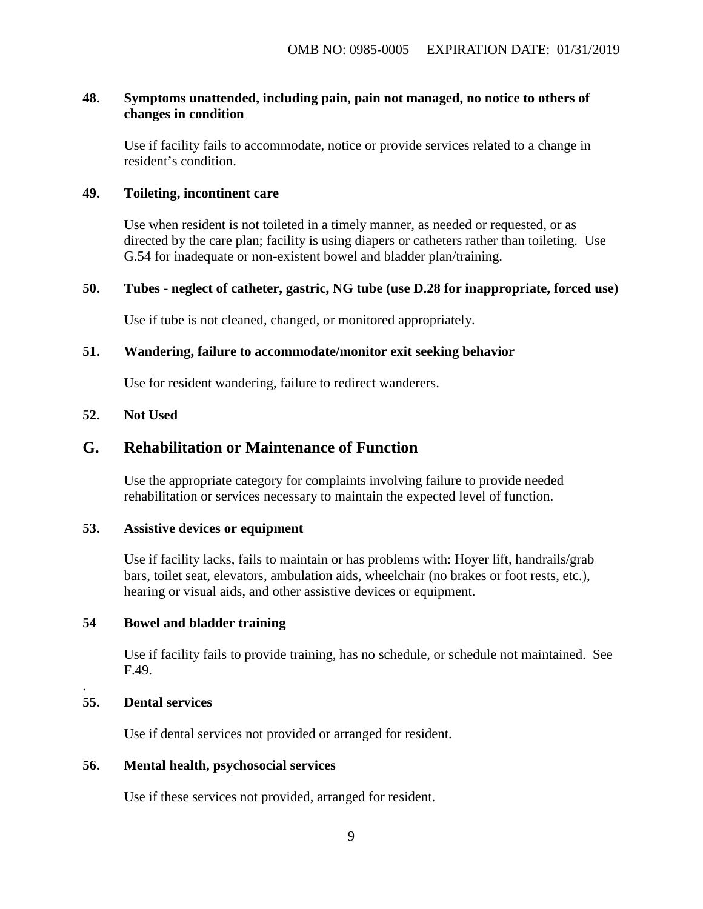**48. Symptoms unattended, including pain, pain not managed, no notice to others of changes in condition**

Use if facility fails to accommodate, notice or provide services related to a change in resident's condition.

**49. Toileting, incontinent care**

Use when resident is not toileted in a timely manner, as needed or requested, or as directed by the care plan; facility is using diapers or catheters rather than toileting. Use G.54 for inadequate or non-existent bowel and bladder plan/training.

**50. Tubes - neglect of catheter, gastric, NG tube (use D.28 for inappropriate, forced use)**

Use if tube is not cleaned, changed, or monitored appropriately.

**51. Wandering, failure to accommodate/monitor exit seeking behavior**

Use for resident wandering, failure to redirect wanderers.

**52. Not Used**

## G. Rehabilitation or Maintenance of Function

Use the appropriate category for complaints involving failure to provide needed rehabilitation or services necessary to maintain the expected level of function.

**53. Assistive devices or equipment**

Use if facility lacks, fails to maintain or has problems with: Hoyer lift, handrails/grab bars, toilet seat, elevators, ambulation aids, wheelchair (no brakes or foot rests, etc.), hearing or visual aids, and other assistive devices or equipment.

**54 Bowel and bladder training**

Use if facility fails to provide training, has no schedule, or schedule not maintained. See F.49.

**55. Dental services**

Use if dental services not provided or arranged for resident.

**56. Mental health, psychosocial services**

Use if these services not provided, arranged for resident.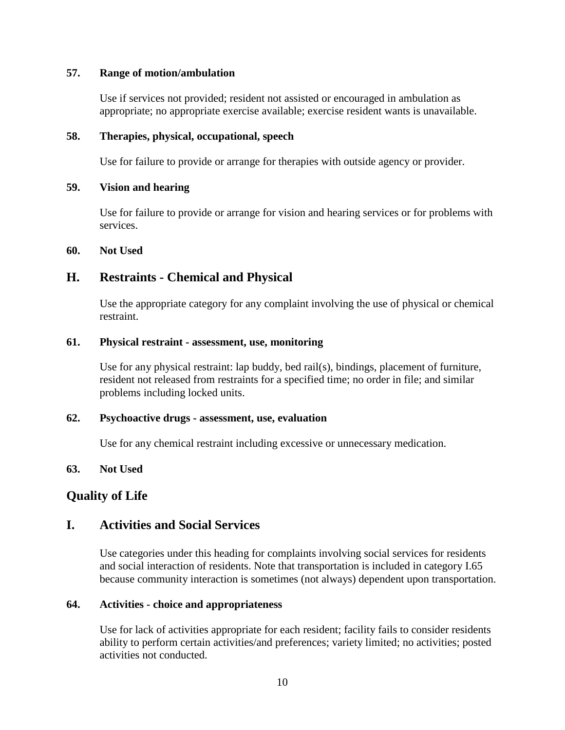**57. Range of motion/ambulation**

Use if services not provided; resident not assisted or encouraged in ambulation as appropriate; no appropriate exercise available; exercise resident wants is unavailable.

**58. Therapies, physical, occupational, speech**

Use for failure to provide or arrange for therapies with outside agency or provider.

**59. Vision and hearing**

Use for failure to provide or arrange for vision and hearing services or for problems with services.

**60. Not Used**

## H. Restraints - Chemical and Physical

Use the appropriate category for any complaint involving the use of physical or chemical restraint.

**61. Physical restraint - assessment, use, monitoring**

Use for any physical restraint: lap buddy, bed rail(s), bindings, placement of furniture, resident not released from restraints for a specified time; no order in file; and similar problems including locked units.

**62. Psychoactive drugs - assessment, use, evaluation**

Use for any chemical restraint including excessive or unnecessary medication.

**63. Not Used**

## Quality of Life

## I. Activities and Social Services

Use categories under this heading for complaints involving social services for residents and social interaction of residents. Note that transportation is included in category I.65 because community interaction is sometimes (not always) dependent upon transportation.

**64. Activities - choice and appropriateness**

Use for lack of activities appropriate for each resident; facility fails to consider residents ability to perform certain activities/and preferences; variety limited; no activities; posted activities not conducted.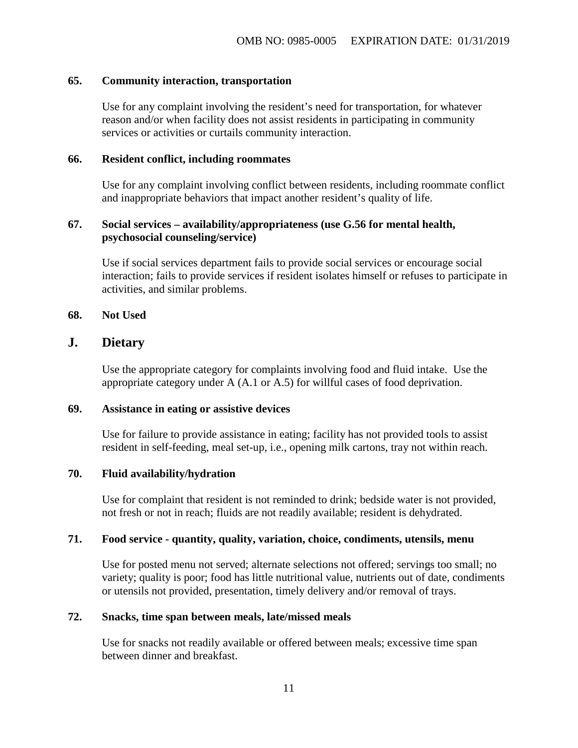**65. Community interaction, transportation**

Use for any complaint involving the resident's need for transportation, for whatever reason and/or when facility does not assist residents in participating in community services or activities or curtails community interaction.

**66. Resident conflict, including roommates**

Use for any complaint involving conflict between residents, including roommate conflict and inappropriate behaviors that impact another resident's quality of life.

**67. Social services – availability/appropriateness (use G.56 for mental health, psychosocial counseling/service)**

Use if social services department fails to provide social services or encourage social interaction; fails to provide services if resident isolates himself or refuses to participate in activities, and similar problems.

**68. Not Used**

## J. Dietary

Use the appropriate category for complaints involving food and fluid intake. Use the appropriate category under A (A.1 or A.5) for willful cases of food deprivation.

**69. Assistance in eating or assistive devices**

Use for failure to provide assistance in eating; facility has not provided tools to assist resident in self-feeding, meal set-up, i.e., opening milk cartons, tray not within reach.

**70. Fluid availability/hydration**

Use for complaint that resident is not reminded to drink; bedside water is not provided, not fresh or not in reach; fluids are not readily available; resident is dehydrated.

**71. Food service - quantity, quality, variation, choice, condiments, utensils, menu**

Use for posted menu not served; alternate selections not offered; servings too small; no variety; quality is poor; food has little nutritional value, nutrients out of date, condiments or utensils not provided, presentation, timely delivery and/or removal of trays.

**72. Snacks, time span between meals, late/missed meals**

Use for snacks not readily available or offered between meals; excessive time span between dinner and breakfast.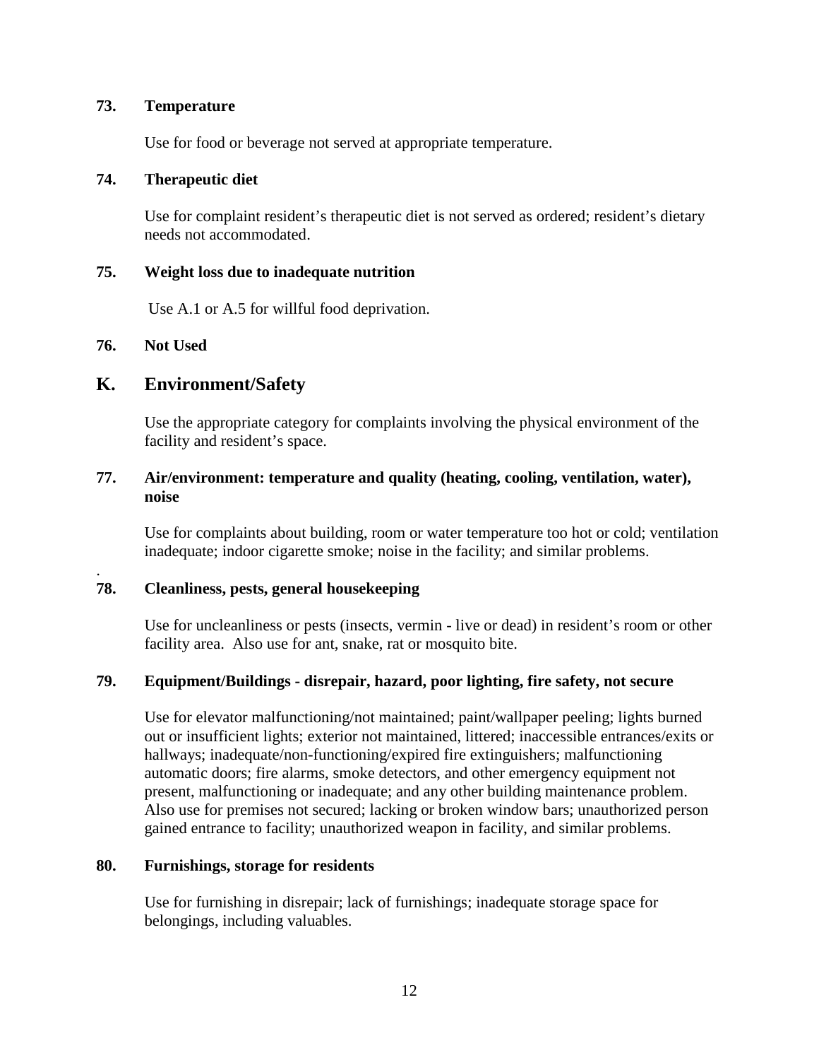**73. Temperature**

Use for food or beverage not served at appropriate temperature.

**74. Therapeutic diet**

Use for complaint resident's therapeutic diet is not served as ordered; resident's dietary needs not accommodated.

**75. Weight loss due to inadequate nutrition**

Use A.1 or A.5 for willful food deprivation.

**76. Not Used**

## K. Environment/Safety

Use the appropriate category for complaints involving the physical environment of the facility and resident's space.

**77. Air/environment: temperature and quality (heating, cooling, ventilation, water), noise**

Use for complaints about building, room or water temperature too hot or cold; ventilation inadequate; indoor cigarette smoke; noise in the facility; and similar problems.

**78. Cleanliness, pests, general housekeeping**

Use for uncleanliness or pests (insects, vermin - live or dead) in resident's room or other facility area. Also use for ant, snake, rat or mosquito bite.

**79. Equipment/Buildings - disrepair, hazard, poor lighting, fire safety, not secure**

Use for elevator malfunctioning/not maintained; paint/wallpaper peeling; lights burned out or insufficient lights; exterior not maintained, littered; inaccessible entrances/exits or hallways; inadequate/non-functioning/expired fire extinguishers; malfunctioning automatic doors; fire alarms, smoke detectors, and other emergency equipment not present, malfunctioning or inadequate; and any other building maintenance problem. Also use for premises not secured; lacking or broken window bars; unauthorized person gained entrance to facility; unauthorized weapon in facility, and similar problems.

**80. Furnishings, storage for residents**

Use for furnishing in disrepair; lack of furnishings; inadequate storage space for belongings, including valuables.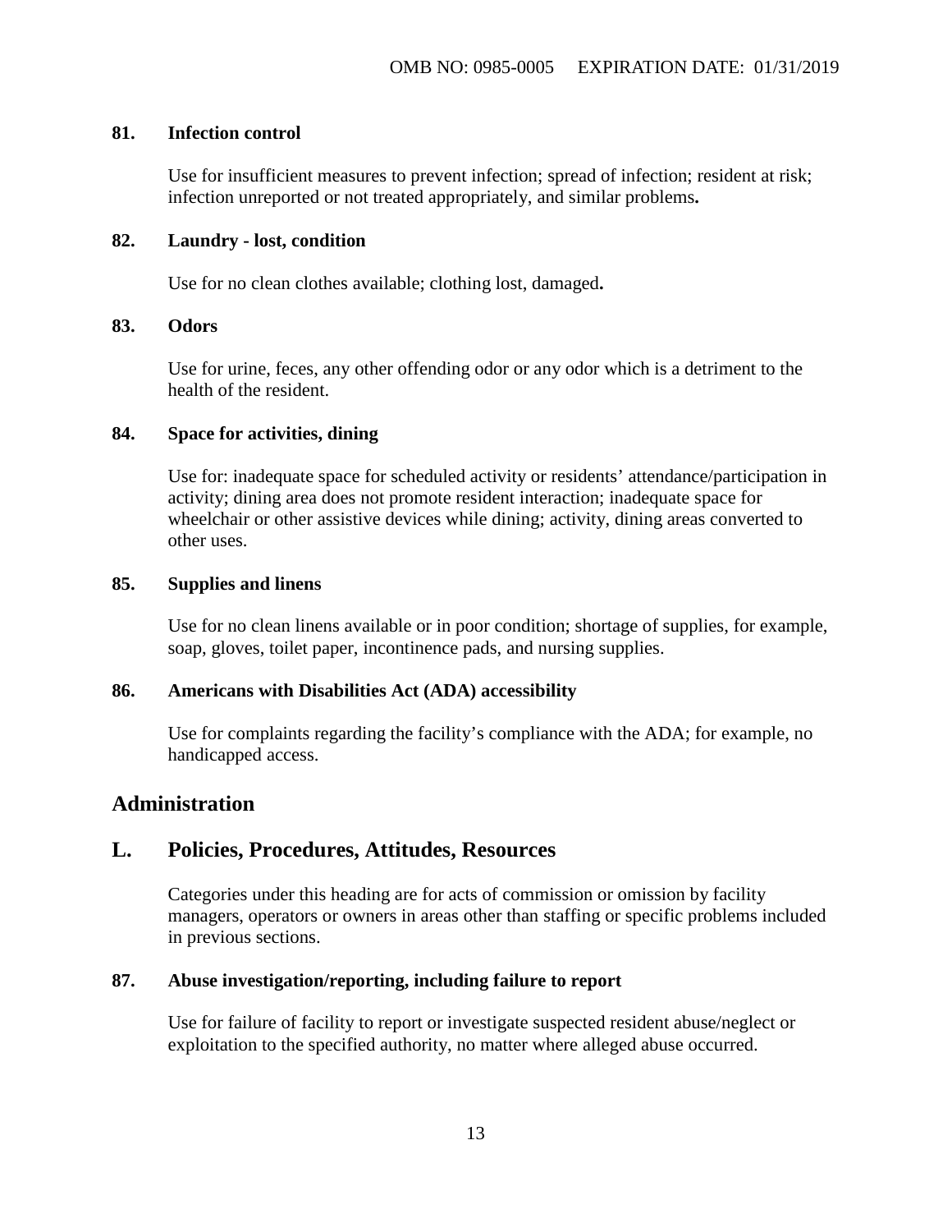### 81. Infection control

Use for insufficient measures to prevent infection; spread of infection; resident at risk; infection unreported or not treated appropriately, and similar problems**.**

### 82. Laundry - lost, condition

Use for no clean clothes available; clothing lost, damaged**.**

### 83. Odors

Use for urine, feces, any other offending odor or any odor which is a detriment to the health of the resident.

### 84. Space for activities, dining

Use for: inadequate space for scheduled activity or residents' attendance/participation in activity; dining area does not promote resident interaction; inadequate space for wheelchair or other assistive devices while dining; activity, dining areas converted to other uses.

### 85. Supplies and linens

Use for no clean linens available or in poor condition; shortage of supplies, for example, soap, gloves, toilet paper, incontinence pads, and nursing supplies.

### 86. Americans with Disabilities Act (ADA) accessibility

Use for complaints regarding the facility's compliance with the ADA; for example, no handicapped access.

# Administration

## L. Policies, Procedures, Attitudes, Resources

Categories under this heading are for acts of commission or omission by facility managers, operators or owners in areas other than staffing or specific problems included in previous sections.

### 87. Abuse investigation/reporting, including failure to report

Use for failure of facility to report or investigate suspected resident abuse/neglect or exploitation to the specified authority, no matter where alleged abuse occurred.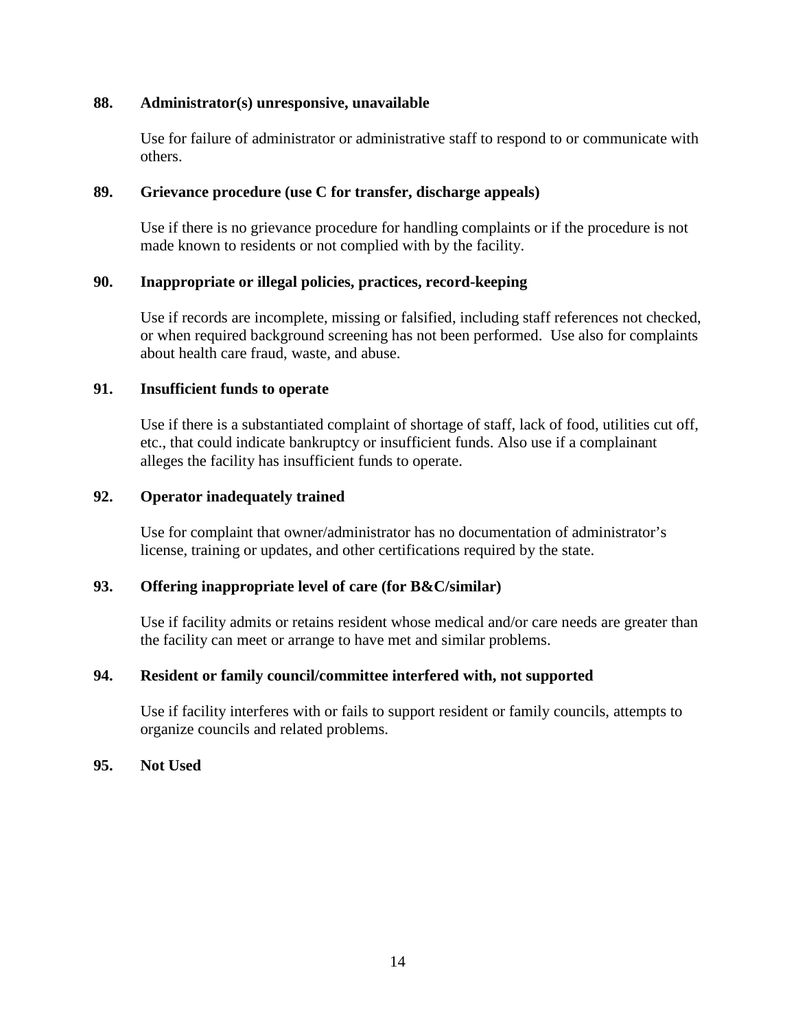**88. Administrator(s) unresponsive, unavailable**

Use for failure of administrator or administrative staff to respond to or communicate with others.

**89. Grievance procedure (use C for transfer, discharge appeals)**

Use if there is no grievance procedure for handling complaints or if the procedure is not made known to residents or not complied with by the facility.

**90. Inappropriate or illegal policies, practices, record-keeping**

Use if records are incomplete, missing or falsified, including staff references not checked, or when required background screening has not been performed. Use also for complaints about health care fraud, waste, and abuse.

**91. Insufficient funds to operate**

Use if there is a substantiated complaint of shortage of staff, lack of food, utilities cut off, etc., that could indicate bankruptcy or insufficient funds. Also use if a complainant alleges the facility has insufficient funds to operate.

**92. Operator inadequately trained**

Use for complaint that owner/administrator has no documentation of administrator's license, training or updates, and other certifications required by the state.

**93. Offering inappropriate level of care (for B&C/similar)**

Use if facility admits or retains resident whose medical and/or care needs are greater than the facility can meet or arrange to have met and similar problems.

**94. Resident or family council/committee interfered with, not supported**

Use if facility interferes with or fails to support resident or family councils, attempts to organize councils and related problems.

**95. Not Used**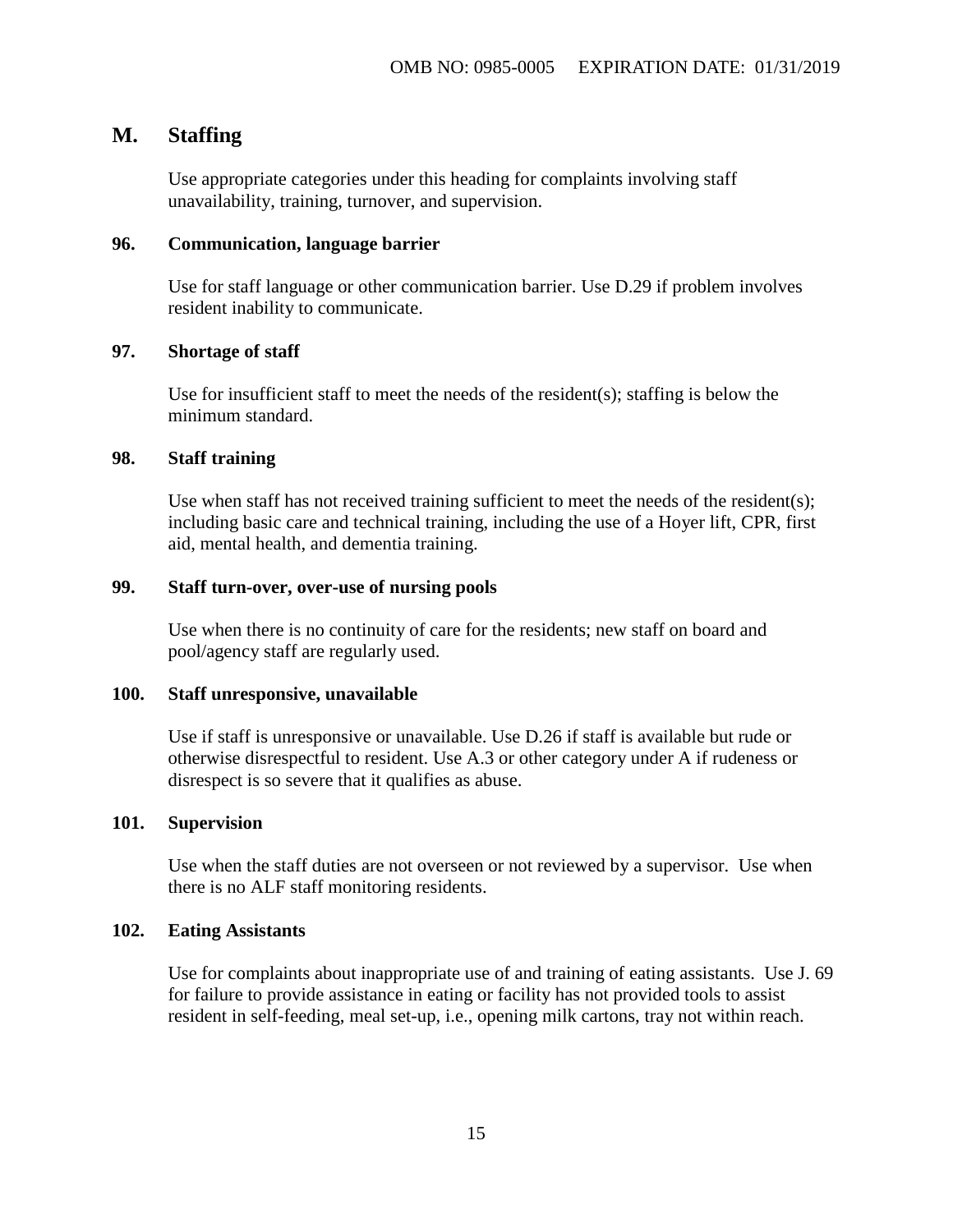## M. Staffing

Use appropriate categories under this heading for complaints involving staff unavailability, training, turnover, and supervision.

### 96. Communication, language barrier

Use for staff language or other communication barrier. Use D.29 if problem involves resident inability to communicate.

### 97. Shortage of staff

Use for insufficient staff to meet the needs of the resident(s); staffing is below the minimum standard.

### 98. Staff training

Use when staff has not received training sufficient to meet the needs of the resident(s); including basic care and technical training, including the use of a Hoyer lift, CPR, first aid, mental health, and dementia training.

### 99. Staff turn-over, over-use of nursing pools

Use when there is no continuity of care for the residents; new staff on board and pool/agency staff are regularly used.

### 100. Staff unresponsive, unavailable

Use if staff is unresponsive or unavailable. Use D.26 if staff is available but rude or otherwise disrespectful to resident. Use A.3 or other category under A if rudeness or disrespect is so severe that it qualifies as abuse.

### 101. Supervision

Use when the staff duties are not overseen or not reviewed by a supervisor. Use when there is no ALF staff monitoring residents.

### 102. Eating Assistants

Use for complaints about inappropriate use of and training of eating assistants. Use J. 69 for failure to provide assistance in eating or facility has not provided tools to assist resident in self-feeding, meal set-up, i.e., opening milk cartons, tray not within reach.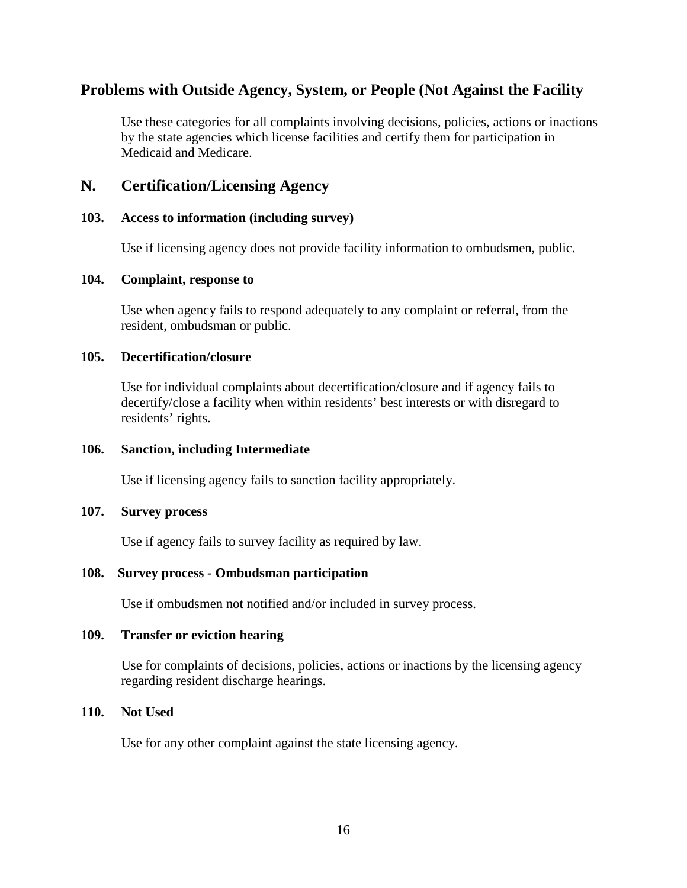## Problems with Outside Agency, System, or People (Not Against the Facility

Use these categories for all complaints involving decisions, policies, actions or inactions by the state agencies which license facilities and certify them for participation in Medicaid and Medicare.

## N. Certification/Licensing Agency

### 103. Access to information (including survey)

Use if licensing agency does not provide facility information to ombudsmen, public.

### 104. Complaint, response to

Use when agency fails to respond adequately to any complaint or referral, from the resident, ombudsman or public.

### 105. Decertification/closure

Use for individual complaints about decertification/closure and if agency fails to decertify/close a facility when within residents' best interests or with disregard to residents' rights.

### 106. Sanction, including Intermediate

Use if licensing agency fails to sanction facility appropriately.

### 107. Survey process

Use if agency fails to survey facility as required by law.

### 108. Survey process - Ombudsman participation

Use if ombudsmen not notified and/or included in survey process.

### 109. Transfer or eviction hearing

Use for complaints of decisions, policies, actions or inactions by the licensing agency regarding resident discharge hearings.

### 110. Not Used

Use for any other complaint against the state licensing agency.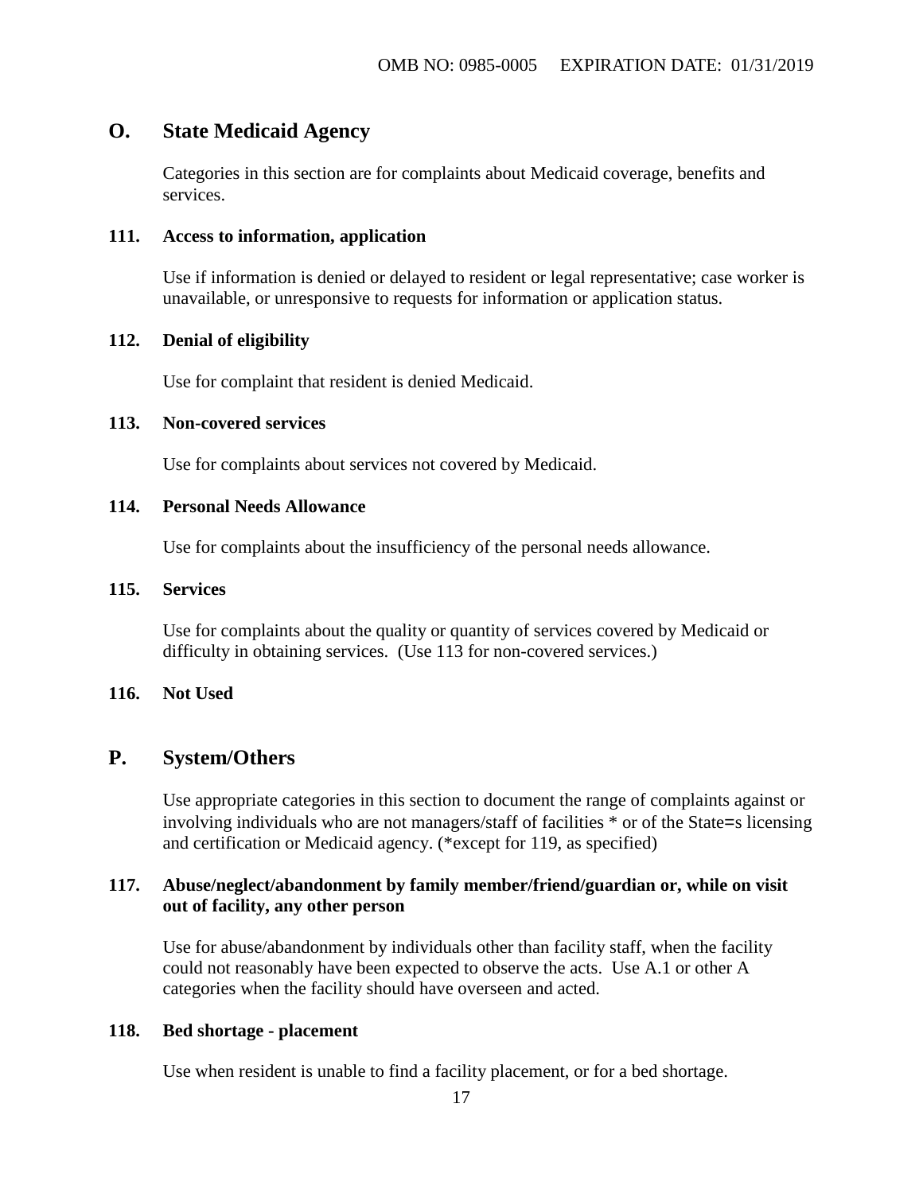## O. State Medicaid Agency

Categories in this section are for complaints about Medicaid coverage, benefits and services.

### 111. Access to information, application

Use if information is denied or delayed to resident or legal representative; case worker is unavailable, or unresponsive to requests for information or application status.

### 112. Denial of eligibility

Use for complaint that resident is denied Medicaid.

### 113. Non-covered services

Use for complaints about services not covered by Medicaid.

### 114. Personal Needs Allowance

Use for complaints about the insufficiency of the personal needs allowance.

### 115. Services

Use for complaints about the quality or quantity of services covered by Medicaid or difficulty in obtaining services. (Use 113 for non-covered services.)

### 116. Not Used

## P. System/Others

Use appropriate categories in this section to document the range of complaints against or involving individuals who are not managers/staff of facilities * or of the State=s licensing and certification or Medicaid agency. (*except for 119, as specified)

### 117. Abuse/neglect/abandonment by family member/friend/guardian or, while on visit out of facility, any other person

Use for abuse/abandonment by individuals other than facility staff, when the facility could not reasonably have been expected to observe the acts. Use A.1 or other A categories when the facility should have overseen and acted.

### 118. Bed shortage - placement

Use when resident is unable to find a facility placement, or for a bed shortage.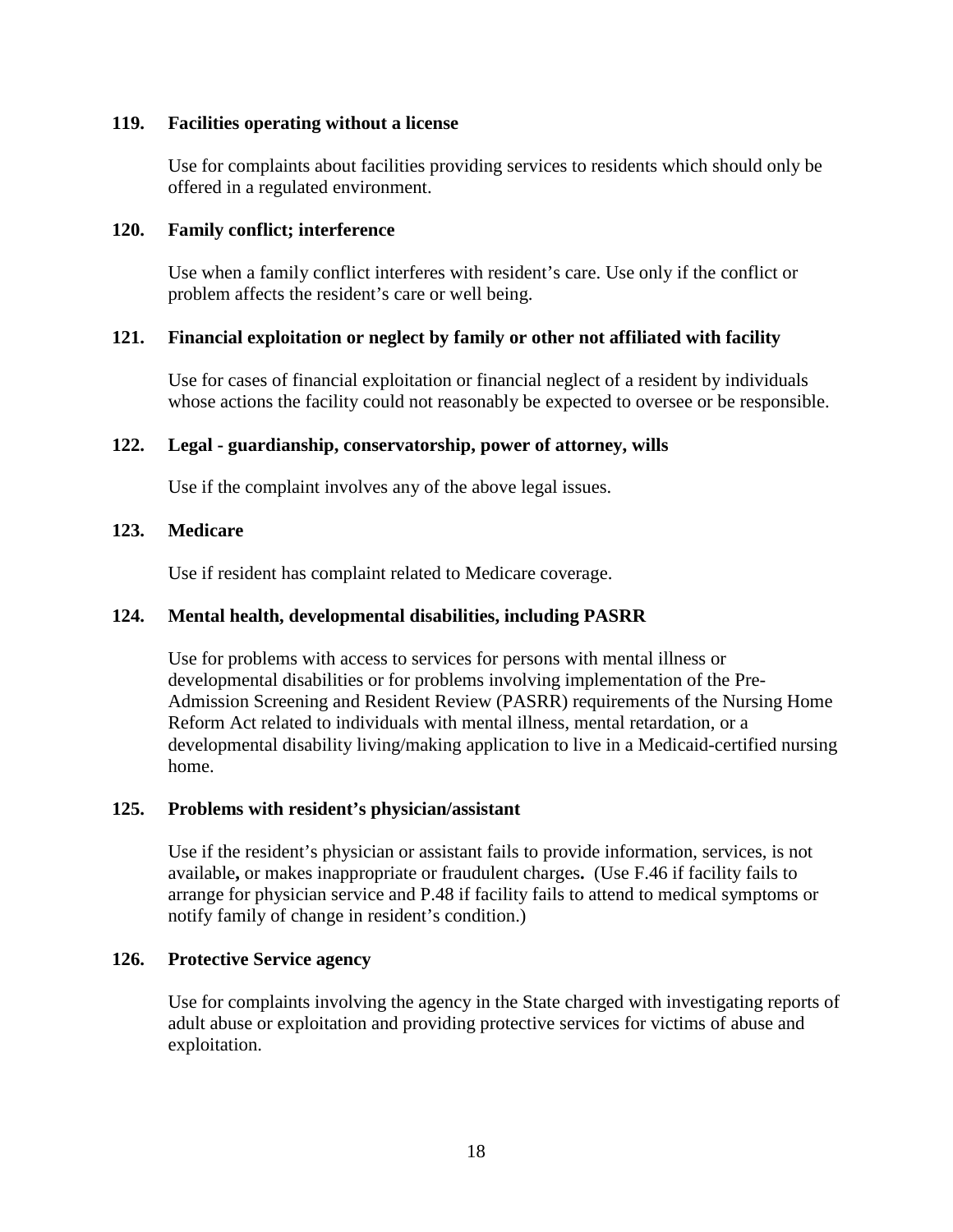**119. Facilities operating without a license**

Use for complaints about facilities providing services to residents which should only be offered in a regulated environment.

**120. Family conflict; interference**

Use when a family conflict interferes with resident's care. Use only if the conflict or problem affects the resident's care or well being.

**121. Financial exploitation or neglect by family or other not affiliated with facility**

Use for cases of financial exploitation or financial neglect of a resident by individuals whose actions the facility could not reasonably be expected to oversee or be responsible.

**122. Legal - guardianship, conservatorship, power of attorney, wills**

Use if the complaint involves any of the above legal issues.

**123. Medicare**

Use if resident has complaint related to Medicare coverage.

**124. Mental health, developmental disabilities, including PASRR**

Use for problems with access to services for persons with mental illness or developmental disabilities or for problems involving implementation of the Pre-Admission Screening and Resident Review (PASRR) requirements of the Nursing Home Reform Act related to individuals with mental illness, mental retardation, or a developmental disability living/making application to live in a Medicaid-certified nursing home.

**125. Problems with resident's physician/assistant**

Use if the resident's physician or assistant fails to provide information, services, is not available**,** or makes inappropriate or fraudulent charges**.** (Use F.46 if facility fails to arrange for physician service and P.48 if facility fails to attend to medical symptoms or notify family of change in resident's condition.)

**126. Protective Service agency**

Use for complaints involving the agency in the State charged with investigating reports of adult abuse or exploitation and providing protective services for victims of abuse and exploitation.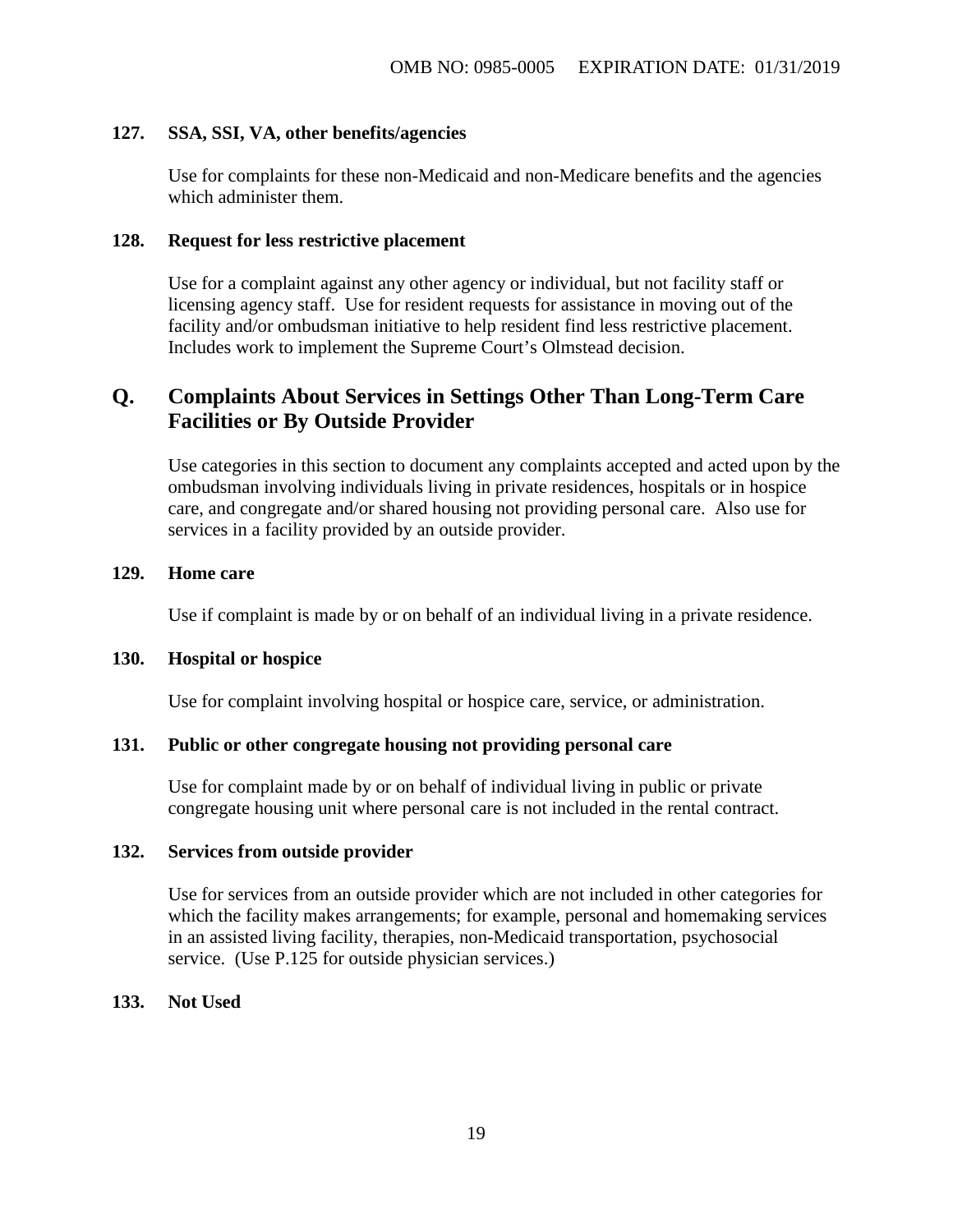#### 127. SSA, SSI, VA, other benefits/agencies

Use for complaints for these non-Medicaid and non-Medicare benefits and the agencies which administer them.

#### 128. Request for less restrictive placement

Use for a complaint against any other agency or individual, but not facility staff or licensing agency staff. Use for resident requests for assistance in moving out of the facility and/or ombudsman initiative to help resident find less restrictive placement. Includes work to implement the Supreme Court's Olmstead decision.

## Q. Complaints About Services in Settings Other Than Long-Term Care Facilities or By Outside Provider

Use categories in this section to document any complaints accepted and acted upon by the ombudsman involving individuals living in private residences, hospitals or in hospice care, and congregate and/or shared housing not providing personal care. Also use for services in a facility provided by an outside provider.

#### 129. Home care

Use if complaint is made by or on behalf of an individual living in a private residence.

#### 130. Hospital or hospice

Use for complaint involving hospital or hospice care, service, or administration.

#### 131. Public or other congregate housing not providing personal care

Use for complaint made by or on behalf of individual living in public or private congregate housing unit where personal care is not included in the rental contract.

#### 132. Services from outside provider

Use for services from an outside provider which are not included in other categories for which the facility makes arrangements; for example, personal and homemaking services in an assisted living facility, therapies, non-Medicaid transportation, psychosocial service. (Use P.125 for outside physician services.)

#### 133. Not Used